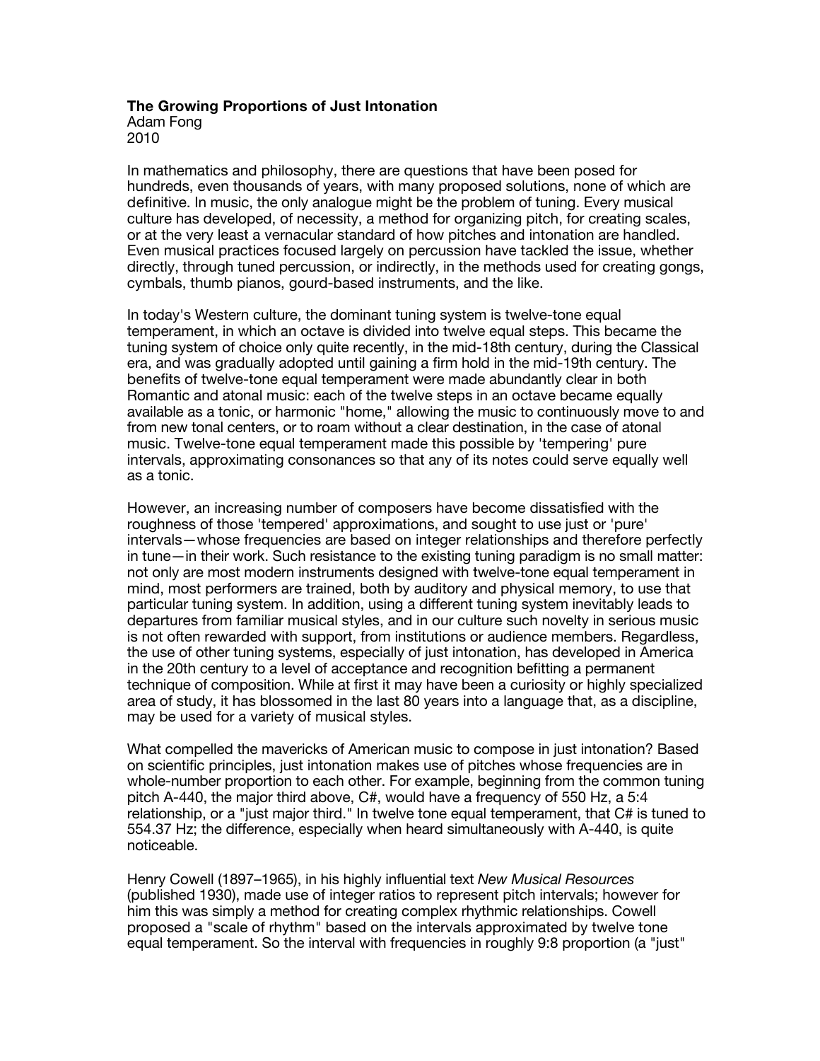**The Growing Proportions of Just Intonation**
Adam Fong
2010

In mathematics and philosophy, there are questions that have been posed for hundreds, even thousands of years, with many proposed solutions, none of which are definitive. In music, the only analogue might be the problem of tuning. Every musical culture has developed, of necessity, a method for organizing pitch, for creating scales, or at the very least a vernacular standard of how pitches and intonation are handled. Even musical practices focused largely on percussion have tackled the issue, whether directly, through tuned percussion, or indirectly, in the methods used for creating gongs, cymbals, thumb pianos, gourd-based instruments, and the like.

In today's Western culture, the dominant tuning system is twelve-tone equal temperament, in which an octave is divided into twelve equal steps. This became the tuning system of choice only quite recently, in the mid-18th century, during the Classical era, and was gradually adopted until gaining a firm hold in the mid-19th century. The benefits of twelve-tone equal temperament were made abundantly clear in both Romantic and atonal music: each of the twelve steps in an octave became equally available as a tonic, or harmonic "home," allowing the music to continuously move to and from new tonal centers, or to roam without a clear destination, in the case of atonal music. Twelve-tone equal temperament made this possible by 'tempering' pure intervals, approximating consonances so that any of its notes could serve equally well as a tonic.

However, an increasing number of composers have become dissatisfied with the roughness of those 'tempered' approximations, and sought to use just or 'pure' intervals—whose frequencies are based on integer relationships and therefore perfectly in tune—in their work. Such resistance to the existing tuning paradigm is no small matter: not only are most modern instruments designed with twelve-tone equal temperament in mind, most performers are trained, both by auditory and physical memory, to use that particular tuning system. In addition, using a different tuning system inevitably leads to departures from familiar musical styles, and in our culture such novelty in serious music is not often rewarded with support, from institutions or audience members. Regardless, the use of other tuning systems, especially of just intonation, has developed in America in the 20th century to a level of acceptance and recognition befitting a permanent technique of composition. While at first it may have been a curiosity or highly specialized area of study, it has blossomed in the last 80 years into a language that, as a discipline, may be used for a variety of musical styles.

What compelled the mavericks of American music to compose in just intonation? Based on scientific principles, just intonation makes use of pitches whose frequencies are in whole-number proportion to each other. For example, beginning from the common tuning pitch A-440, the major third above, C#, would have a frequency of 550 Hz, a 5:4 relationship, or a "just major third." In twelve tone equal temperament, that C# is tuned to 554.37 Hz; the difference, especially when heard simultaneously with A-440, is quite noticeable.

Henry Cowell (1897–1965), in his highly influential text *New Musical Resources* (published 1930), made use of integer ratios to represent pitch intervals; however for him this was simply a method for creating complex rhythmic relationships. Cowell proposed a "scale of rhythm" based on the intervals approximated by twelve tone equal temperament. So the interval with frequencies in roughly 9:8 proportion (a "just"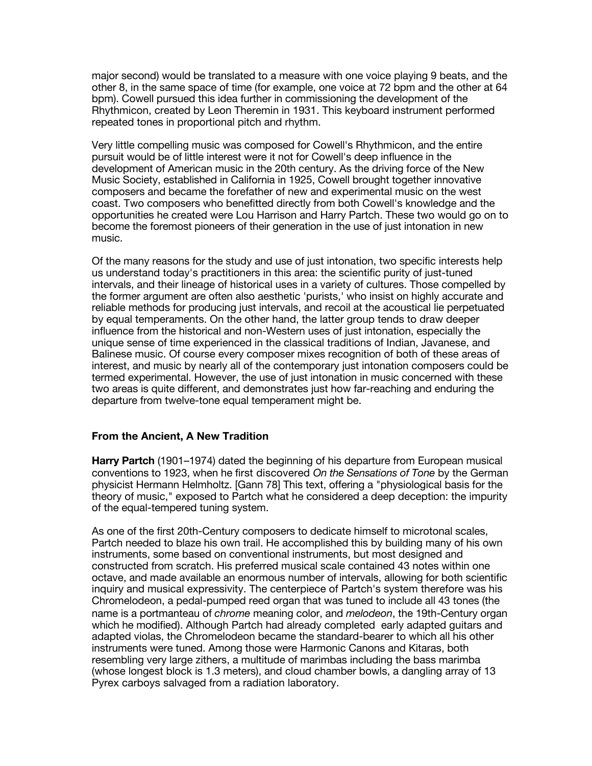major second) would be translated to a measure with one voice playing 9 beats, and the other 8, in the same space of time (for example, one voice at 72 bpm and the other at 64 bpm). Cowell pursued this idea further in commissioning the development of the Rhythmicon, created by Leon Theremin in 1931. This keyboard instrument performed repeated tones in proportional pitch and rhythm.

Very little compelling music was composed for Cowell's Rhythmicon, and the entire pursuit would be of little interest were it not for Cowell's deep influence in the development of American music in the 20th century. As the driving force of the New Music Society, established in California in 1925, Cowell brought together innovative composers and became the forefather of new and experimental music on the west coast. Two composers who benefitted directly from both Cowell's knowledge and the opportunities he created were Lou Harrison and Harry Partch. These two would go on to become the foremost pioneers of their generation in the use of just intonation in new music.

Of the many reasons for the study and use of just intonation, two specific interests help us understand today's practitioners in this area: the scientific purity of just-tuned intervals, and their lineage of historical uses in a variety of cultures. Those compelled by the former argument are often also aesthetic 'purists,' who insist on highly accurate and reliable methods for producing just intervals, and recoil at the acoustical lie perpetuated by equal temperaments. On the other hand, the latter group tends to draw deeper influence from the historical and non-Western uses of just intonation, especially the unique sense of time experienced in the classical traditions of Indian, Javanese, and Balinese music. Of course every composer mixes recognition of both of these areas of interest, and music by nearly all of the contemporary just intonation composers could be termed experimental. However, the use of just intonation in music concerned with these two areas is quite different, and demonstrates just how far-reaching and enduring the departure from twelve-tone equal temperament might be.

### From the Ancient, A New Tradition

**Harry Partch** (1901–1974) dated the beginning of his departure from European musical conventions to 1923, when he first discovered *On the Sensations of Tone* by the German physicist Hermann Helmholtz. [Gann 78] This text, offering a "physiological basis for the theory of music," exposed to Partch what he considered a deep deception: the impurity of the equal-tempered tuning system.

As one of the first 20th-Century composers to dedicate himself to microtonal scales, Partch needed to blaze his own trail. He accomplished this by building many of his own instruments, some based on conventional instruments, but most designed and constructed from scratch. His preferred musical scale contained 43 notes within one octave, and made available an enormous number of intervals, allowing for both scientific inquiry and musical expressivity. The centerpiece of Partch's system therefore was his Chromelodeon, a pedal-pumped reed organ that was tuned to include all 43 tones (the name is a portmanteau of *chrome* meaning color, and *melodeon*, the 19th-Century organ which he modified). Although Partch had already completed early adapted guitars and adapted violas, the Chromelodeon became the standard-bearer to which all his other instruments were tuned. Among those were Harmonic Canons and Kitaras, both resembling very large zithers, a multitude of marimbas including the bass marimba (whose longest block is 1.3 meters), and cloud chamber bowls, a dangling array of 13 Pyrex carboys salvaged from a radiation laboratory.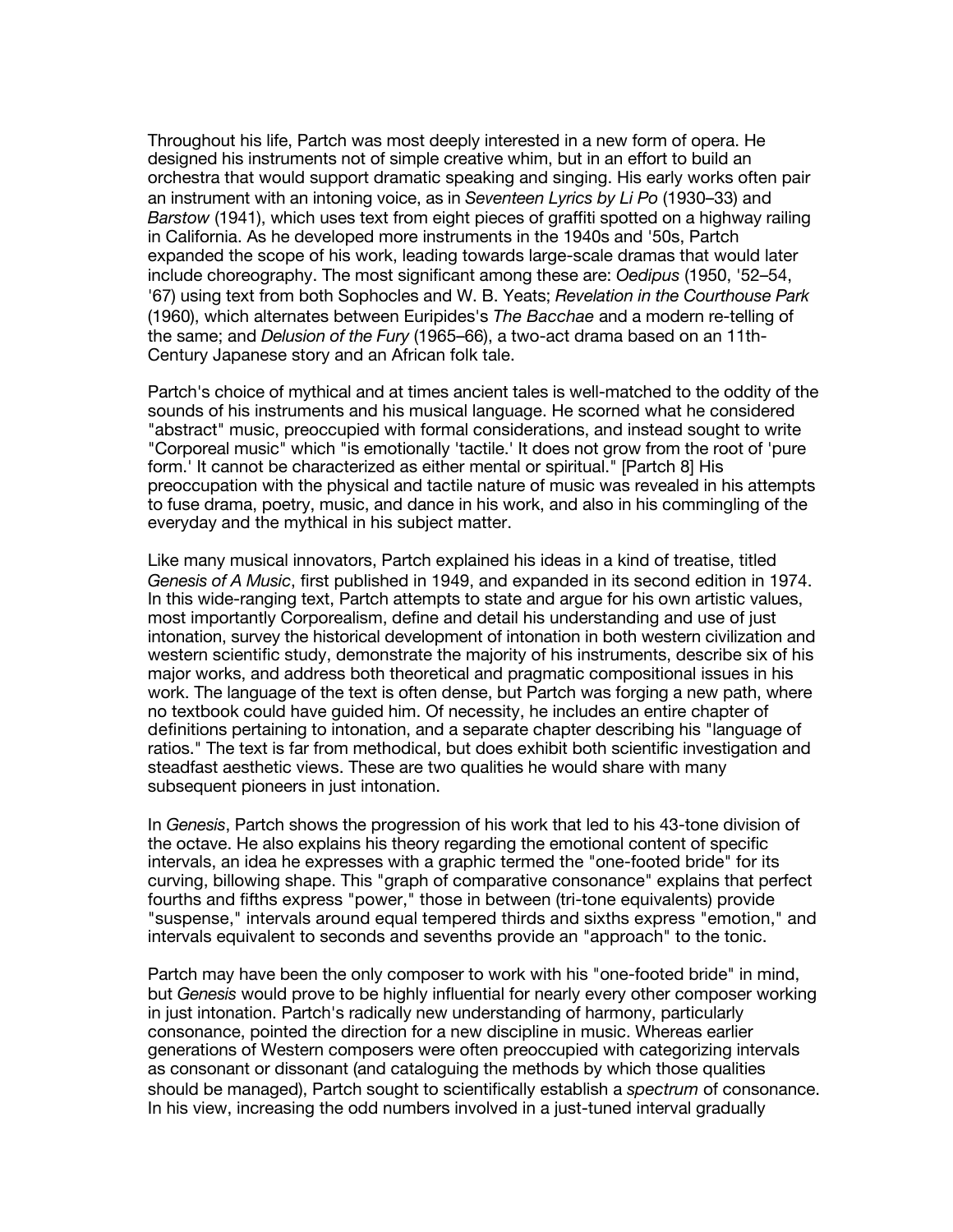Throughout his life, Partch was most deeply interested in a new form of opera. He designed his instruments not of simple creative whim, but in an effort to build an orchestra that would support dramatic speaking and singing. His early works often pair an instrument with an intoning voice, as in *Seventeen Lyrics by Li Po* (1930–33) and *Barstow* (1941), which uses text from eight pieces of graffiti spotted on a highway railing in California. As he developed more instruments in the 1940s and '50s, Partch expanded the scope of his work, leading towards large-scale dramas that would later include choreography. The most significant among these are: *Oedipus* (1950, '52–54, '67) using text from both Sophocles and W. B. Yeats; *Revelation in the Courthouse Park* (1960), which alternates between Euripides's *The Bacchae* and a modern re-telling of the same; and *Delusion of the Fury* (1965–66), a two-act drama based on an 11th-Century Japanese story and an African folk tale.

Partch's choice of mythical and at times ancient tales is well-matched to the oddity of the sounds of his instruments and his musical language. He scorned what he considered "abstract" music, preoccupied with formal considerations, and instead sought to write "Corporeal music" which "is emotionally 'tactile.' It does not grow from the root of 'pure form.' It cannot be characterized as either mental or spiritual." [Partch 8] His preoccupation with the physical and tactile nature of music was revealed in his attempts to fuse drama, poetry, music, and dance in his work, and also in his commingling of the everyday and the mythical in his subject matter.

Like many musical innovators, Partch explained his ideas in a kind of treatise, titled *Genesis of A Music*, first published in 1949, and expanded in its second edition in 1974. In this wide-ranging text, Partch attempts to state and argue for his own artistic values, most importantly Corporealism, define and detail his understanding and use of just intonation, survey the historical development of intonation in both western civilization and western scientific study, demonstrate the majority of his instruments, describe six of his major works, and address both theoretical and pragmatic compositional issues in his work. The language of the text is often dense, but Partch was forging a new path, where no textbook could have guided him. Of necessity, he includes an entire chapter of definitions pertaining to intonation, and a separate chapter describing his "language of ratios." The text is far from methodical, but does exhibit both scientific investigation and steadfast aesthetic views. These are two qualities he would share with many subsequent pioneers in just intonation.

In *Genesis*, Partch shows the progression of his work that led to his 43-tone division of the octave. He also explains his theory regarding the emotional content of specific intervals, an idea he expresses with a graphic termed the "one-footed bride" for its curving, billowing shape. This "graph of comparative consonance" explains that perfect fourths and fifths express "power," those in between (tri-tone equivalents) provide "suspense," intervals around equal tempered thirds and sixths express "emotion," and intervals equivalent to seconds and sevenths provide an "approach" to the tonic.

Partch may have been the only composer to work with his "one-footed bride" in mind, but *Genesis* would prove to be highly influential for nearly every other composer working in just intonation. Partch's radically new understanding of harmony, particularly consonance, pointed the direction for a new discipline in music. Whereas earlier generations of Western composers were often preoccupied with categorizing intervals as consonant or dissonant (and cataloguing the methods by which those qualities should be managed), Partch sought to scientifically establish a *spectrum* of consonance. In his view, increasing the odd numbers involved in a just-tuned interval gradually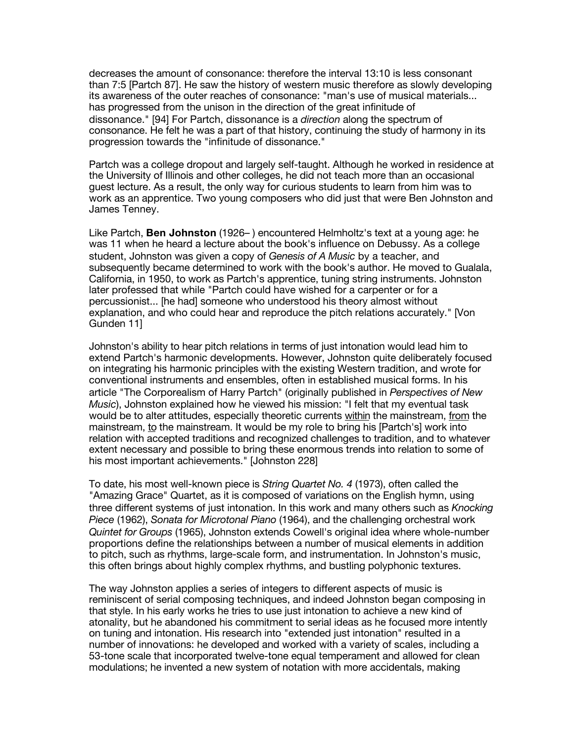decreases the amount of consonance: therefore the interval 13:10 is less consonant than 7:5 [Partch 87]. He saw the history of western music therefore as slowly developing its awareness of the outer reaches of consonance: "man's use of musical materials... has progressed from the unison in the direction of the great infinitude of dissonance." [94] For Partch, dissonance is a *direction* along the spectrum of consonance. He felt he was a part of that history, continuing the study of harmony in its progression towards the "infinitude of dissonance."

Partch was a college dropout and largely self-taught. Although he worked in residence at the University of Illinois and other colleges, he did not teach more than an occasional guest lecture. As a result, the only way for curious students to learn from him was to work as an apprentice. Two young composers who did just that were Ben Johnston and James Tenney.

Like Partch, **Ben Johnston** (1926– ) encountered Helmholtz's text at a young age: he was 11 when he heard a lecture about the book's influence on Debussy. As a college student, Johnston was given a copy of *Genesis of A Music* by a teacher, and subsequently became determined to work with the book's author. He moved to Gualala, California, in 1950, to work as Partch's apprentice, tuning string instruments. Johnston later professed that while "Partch could have wished for a carpenter or for a percussionist... [he had] someone who understood his theory almost without explanation, and who could hear and reproduce the pitch relations accurately." [Von Gunden 11]

Johnston's ability to hear pitch relations in terms of just intonation would lead him to extend Partch's harmonic developments. However, Johnston quite deliberately focused on integrating his harmonic principles with the existing Western tradition, and wrote for conventional instruments and ensembles, often in established musical forms. In his article "The Corporealism of Harry Partch" (originally published in *Perspectives of New Music*), Johnston explained how he viewed his mission: "I felt that my eventual task would be to alter attitudes, especially theoretic currents <u>within</u> the mainstream, <u>from</u> the mainstream, <u>to</u> the mainstream. It would be my role to bring his [Partch's] work into relation with accepted traditions and recognized challenges to tradition, and to whatever extent necessary and possible to bring these enormous trends into relation to some of his most important achievements." [Johnston 228]

To date, his most well-known piece is *String Quartet No. 4* (1973), often called the "Amazing Grace" Quartet, as it is composed of variations on the English hymn, using three different systems of just intonation. In this work and many others such as *Knocking Piece* (1962), *Sonata for Microtonal Piano* (1964), and the challenging orchestral work *Quintet for Groups* (1965), Johnston extends Cowell's original idea where whole-number proportions define the relationships between a number of musical elements in addition to pitch, such as rhythms, large-scale form, and instrumentation. In Johnston's music, this often brings about highly complex rhythms, and bustling polyphonic textures.

The way Johnston applies a series of integers to different aspects of music is reminiscent of serial composing techniques, and indeed Johnston began composing in that style. In his early works he tries to use just intonation to achieve a new kind of atonality, but he abandoned his commitment to serial ideas as he focused more intently on tuning and intonation. His research into "extended just intonation" resulted in a number of innovations: he developed and worked with a variety of scales, including a 53-tone scale that incorporated twelve-tone equal temperament and allowed for clean modulations; he invented a new system of notation with more accidentals, making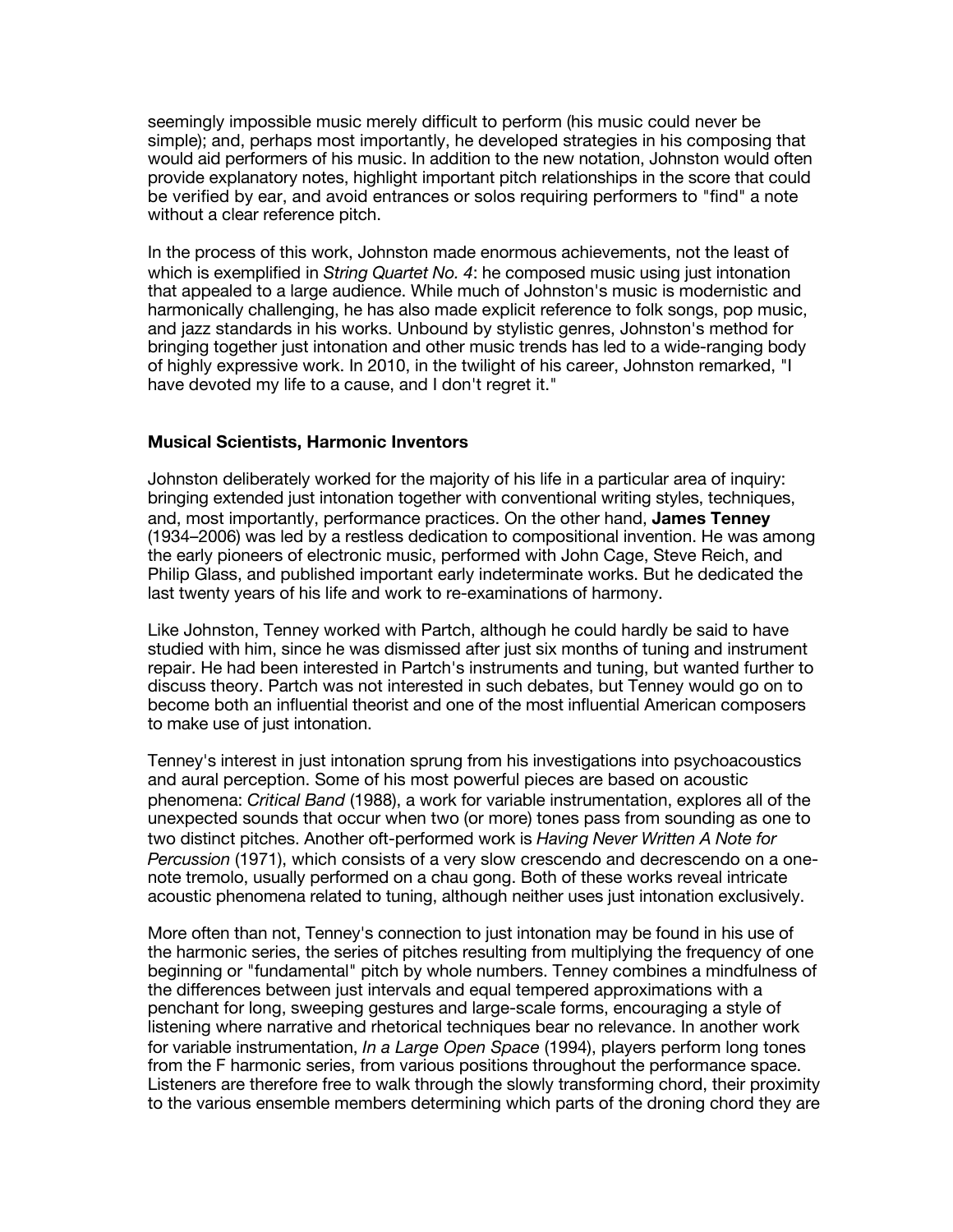seemingly impossible music merely difficult to perform (his music could never be simple); and, perhaps most importantly, he developed strategies in his composing that would aid performers of his music. In addition to the new notation, Johnston would often provide explanatory notes, highlight important pitch relationships in the score that could be verified by ear, and avoid entrances or solos requiring performers to "find" a note without a clear reference pitch.

In the process of this work, Johnston made enormous achievements, not the least of which is exemplified in *String Quartet No. 4*: he composed music using just intonation that appealed to a large audience. While much of Johnston's music is modernistic and harmonically challenging, he has also made explicit reference to folk songs, pop music, and jazz standards in his works. Unbound by stylistic genres, Johnston's method for bringing together just intonation and other music trends has led to a wide-ranging body of highly expressive work. In 2010, in the twilight of his career, Johnston remarked, "I have devoted my life to a cause, and I don't regret it."

### Musical Scientists, Harmonic Inventors

Johnston deliberately worked for the majority of his life in a particular area of inquiry: bringing extended just intonation together with conventional writing styles, techniques, and, most importantly, performance practices. On the other hand, **James Tenney** (1934–2006) was led by a restless dedication to compositional invention. He was among the early pioneers of electronic music, performed with John Cage, Steve Reich, and Philip Glass, and published important early indeterminate works. But he dedicated the last twenty years of his life and work to re-examinations of harmony.

Like Johnston, Tenney worked with Partch, although he could hardly be said to have studied with him, since he was dismissed after just six months of tuning and instrument repair. He had been interested in Partch's instruments and tuning, but wanted further to discuss theory. Partch was not interested in such debates, but Tenney would go on to become both an influential theorist and one of the most influential American composers to make use of just intonation.

Tenney's interest in just intonation sprung from his investigations into psychoacoustics and aural perception. Some of his most powerful pieces are based on acoustic phenomena: *Critical Band* (1988), a work for variable instrumentation, explores all of the unexpected sounds that occur when two (or more) tones pass from sounding as one to two distinct pitches. Another oft-performed work is *Having Never Written A Note for Percussion* (1971), which consists of a very slow crescendo and decrescendo on a one-note tremolo, usually performed on a chau gong. Both of these works reveal intricate acoustic phenomena related to tuning, although neither uses just intonation exclusively.

More often than not, Tenney's connection to just intonation may be found in his use of the harmonic series, the series of pitches resulting from multiplying the frequency of one beginning or "fundamental" pitch by whole numbers. Tenney combines a mindfulness of the differences between just intervals and equal tempered approximations with a penchant for long, sweeping gestures and large-scale forms, encouraging a style of listening where narrative and rhetorical techniques bear no relevance. In another work for variable instrumentation, *In a Large Open Space* (1994), players perform long tones from the F harmonic series, from various positions throughout the performance space. Listeners are therefore free to walk through the slowly transforming chord, their proximity to the various ensemble members determining which parts of the droning chord they are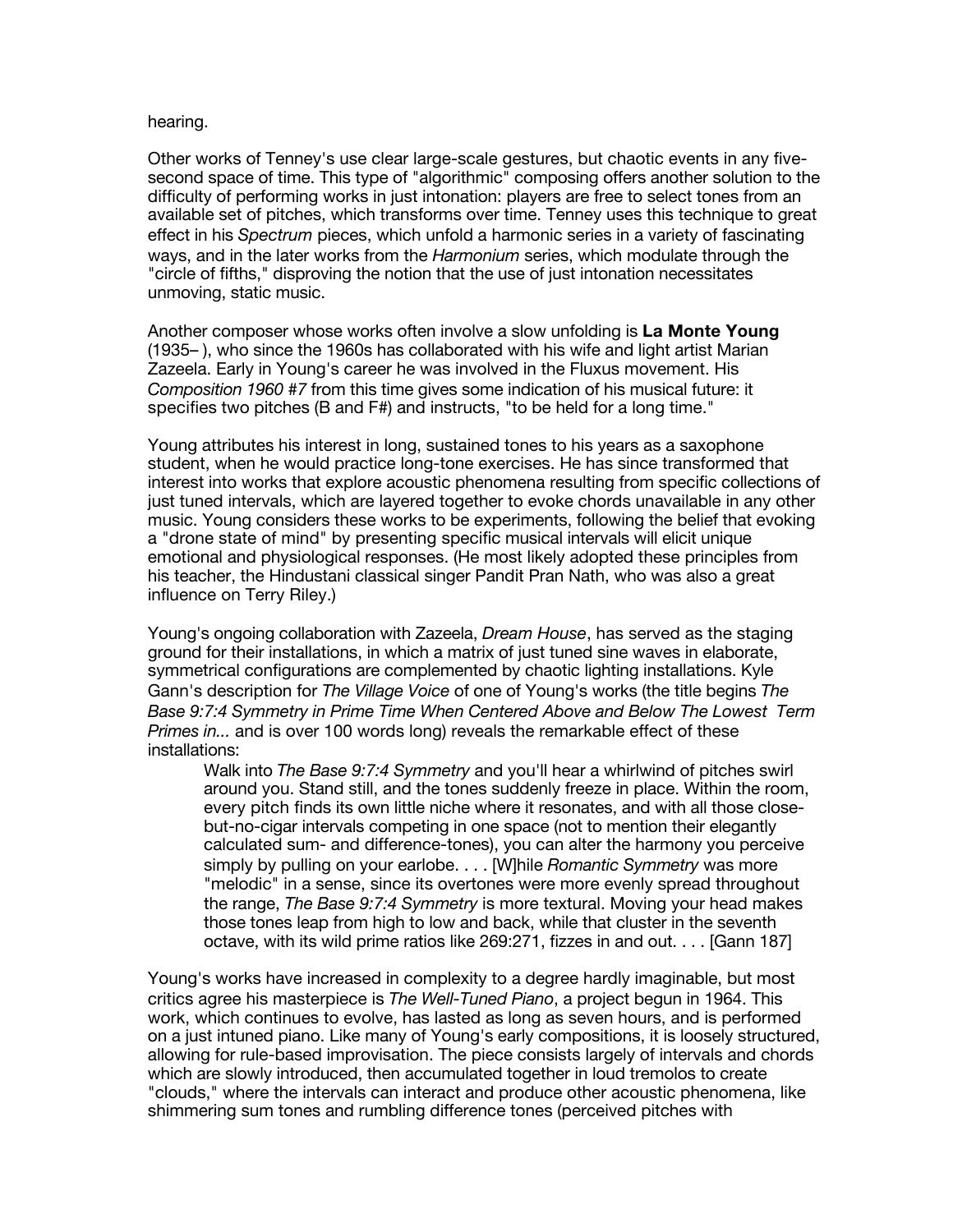hearing.

Other works of Tenney's use clear large-scale gestures, but chaotic events in any five-second space of time. This type of "algorithmic" composing offers another solution to the difficulty of performing works in just intonation: players are free to select tones from an available set of pitches, which transforms over time. Tenney uses this technique to great effect in his *Spectrum* pieces, which unfold a harmonic series in a variety of fascinating ways, and in the later works from the *Harmonium* series, which modulate through the "circle of fifths," disproving the notion that the use of just intonation necessitates unmoving, static music.

Another composer whose works often involve a slow unfolding is **La Monte Young** (1935– ), who since the 1960s has collaborated with his wife and light artist Marian Zazeela. Early in Young's career he was involved in the Fluxus movement. His *Composition 1960 #7* from this time gives some indication of his musical future: it specifies two pitches (B and F#) and instructs, "to be held for a long time."

Young attributes his interest in long, sustained tones to his years as a saxophone student, when he would practice long-tone exercises. He has since transformed that interest into works that explore acoustic phenomena resulting from specific collections of just tuned intervals, which are layered together to evoke chords unavailable in any other music. Young considers these works to be experiments, following the belief that evoking a "drone state of mind" by presenting specific musical intervals will elicit unique emotional and physiological responses. (He most likely adopted these principles from his teacher, the Hindustani classical singer Pandit Pran Nath, who was also a great influence on Terry Riley.)

Young's ongoing collaboration with Zazeela, *Dream House*, has served as the staging ground for their installations, in which a matrix of just tuned sine waves in elaborate, symmetrical configurations are complemented by chaotic lighting installations. Kyle Gann's description for *The Village Voice* of one of Young's works (the title begins *The Base 9:7:4 Symmetry in Prime Time When Centered Above and Below The Lowest Term Primes in...* and is over 100 words long) reveals the remarkable effect of these installations:

> Walk into *The Base 9:7:4 Symmetry* and you'll hear a whirlwind of pitches swirl around you. Stand still, and the tones suddenly freeze in place. Within the room, every pitch finds its own little niche where it resonates, and with all those close-but-no-cigar intervals competing in one space (not to mention their elegantly calculated sum- and difference-tones), you can alter the harmony you perceive simply by pulling on your earlobe. . . . [W]hile *Romantic Symmetry* was more "melodic" in a sense, since its overtones were more evenly spread throughout the range, *The Base 9:7:4 Symmetry* is more textural. Moving your head makes those tones leap from high to low and back, while that cluster in the seventh octave, with its wild prime ratios like 269:271, fizzes in and out. . . . [Gann 187]

Young's works have increased in complexity to a degree hardly imaginable, but most critics agree his masterpiece is *The Well-Tuned Piano*, a project begun in 1964. This work, which continues to evolve, has lasted as long as seven hours, and is performed on a just intuned piano. Like many of Young's early compositions, it is loosely structured, allowing for rule-based improvisation. The piece consists largely of intervals and chords which are slowly introduced, then accumulated together in loud tremolos to create "clouds," where the intervals can interact and produce other acoustic phenomena, like shimmering sum tones and rumbling difference tones (perceived pitches with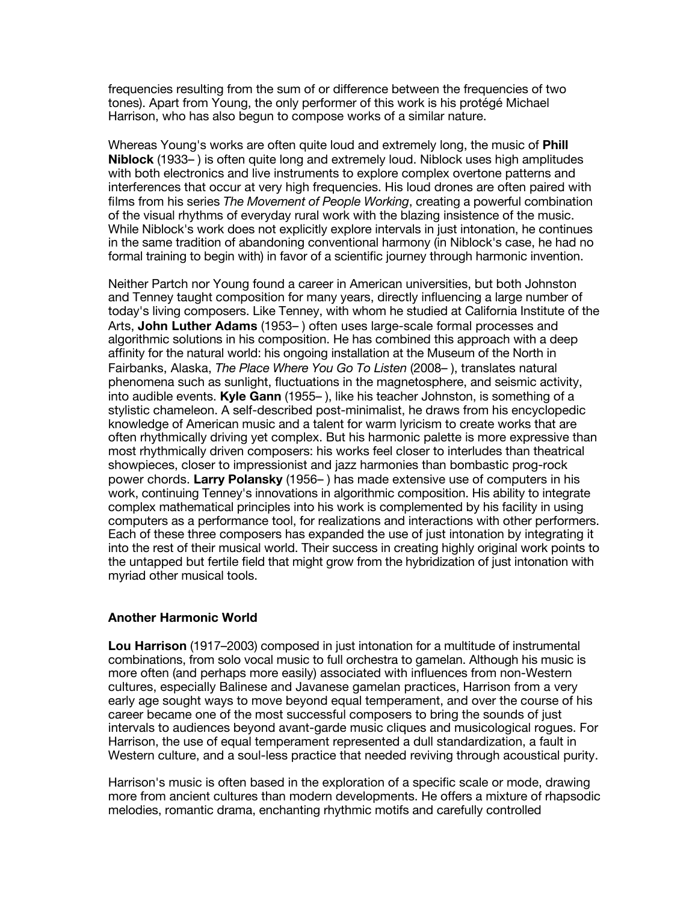frequencies resulting from the sum of or difference between the frequencies of two tones). Apart from Young, the only performer of this work is his protégé Michael Harrison, who has also begun to compose works of a similar nature.

Whereas Young's works are often quite loud and extremely long, the music of **Phill Niblock** (1933– ) is often quite long and extremely loud. Niblock uses high amplitudes with both electronics and live instruments to explore complex overtone patterns and interferences that occur at very high frequencies. His loud drones are often paired with films from his series *The Movement of People Working*, creating a powerful combination of the visual rhythms of everyday rural work with the blazing insistence of the music. While Niblock's work does not explicitly explore intervals in just intonation, he continues in the same tradition of abandoning conventional harmony (in Niblock's case, he had no formal training to begin with) in favor of a scientific journey through harmonic invention.

Neither Partch nor Young found a career in American universities, but both Johnston and Tenney taught composition for many years, directly influencing a large number of today's living composers. Like Tenney, with whom he studied at California Institute of the Arts, **John Luther Adams** (1953– ) often uses large-scale formal processes and algorithmic solutions in his composition. He has combined this approach with a deep affinity for the natural world: his ongoing installation at the Museum of the North in Fairbanks, Alaska, *The Place Where You Go To Listen* (2008– ), translates natural phenomena such as sunlight, fluctuations in the magnetosphere, and seismic activity, into audible events. **Kyle Gann** (1955– ), like his teacher Johnston, is something of a stylistic chameleon. A self-described post-minimalist, he draws from his encyclopedic knowledge of American music and a talent for warm lyricism to create works that are often rhythmically driving yet complex. But his harmonic palette is more expressive than most rhythmically driven composers: his works feel closer to interludes than theatrical showpieces, closer to impressionist and jazz harmonies than bombastic prog-rock power chords. **Larry Polansky** (1956– ) has made extensive use of computers in his work, continuing Tenney's innovations in algorithmic composition. His ability to integrate complex mathematical principles into his work is complemented by his facility in using computers as a performance tool, for realizations and interactions with other performers. Each of these three composers has expanded the use of just intonation by integrating it into the rest of their musical world. Their success in creating highly original work points to the untapped but fertile field that might grow from the hybridization of just intonation with myriad other musical tools.

### Another Harmonic World

**Lou Harrison** (1917–2003) composed in just intonation for a multitude of instrumental combinations, from solo vocal music to full orchestra to gamelan. Although his music is more often (and perhaps more easily) associated with influences from non-Western cultures, especially Balinese and Javanese gamelan practices, Harrison from a very early age sought ways to move beyond equal temperament, and over the course of his career became one of the most successful composers to bring the sounds of just intervals to audiences beyond avant-garde music cliques and musicological rogues. For Harrison, the use of equal temperament represented a dull standardization, a fault in Western culture, and a soul-less practice that needed reviving through acoustical purity.

Harrison's music is often based in the exploration of a specific scale or mode, drawing more from ancient cultures than modern developments. He offers a mixture of rhapsodic melodies, romantic drama, enchanting rhythmic motifs and carefully controlled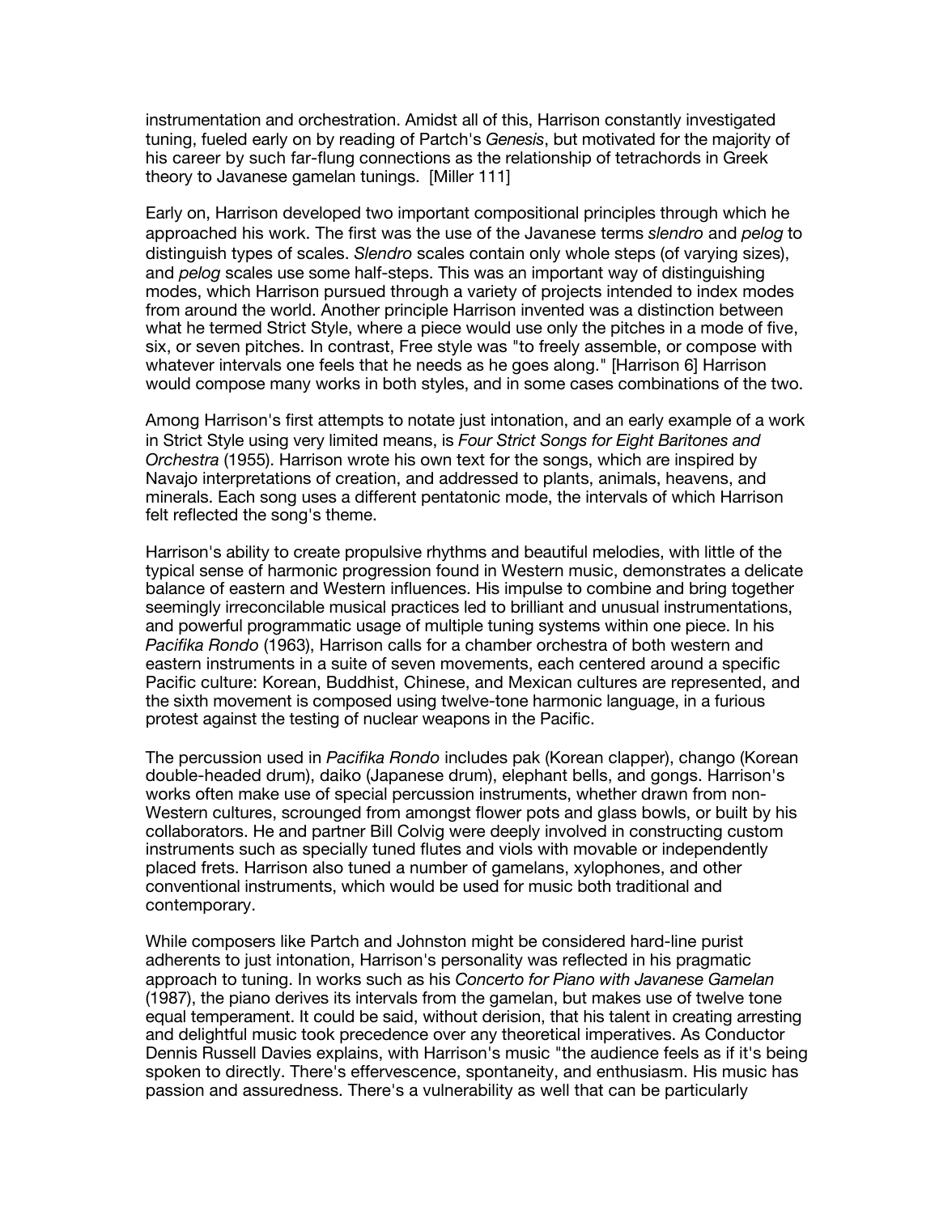instrumentation and orchestration. Amidst all of this, Harrison constantly investigated tuning, fueled early on by reading of Partch's *Genesis*, but motivated for the majority of his career by such far-flung connections as the relationship of tetrachords in Greek theory to Javanese gamelan tunings. [Miller 111]

Early on, Harrison developed two important compositional principles through which he approached his work. The first was the use of the Javanese terms *slendro* and *pelog* to distinguish types of scales. *Slendro* scales contain only whole steps (of varying sizes), and *pelog* scales use some half-steps. This was an important way of distinguishing modes, which Harrison pursued through a variety of projects intended to index modes from around the world. Another principle Harrison invented was a distinction between what he termed Strict Style, where a piece would use only the pitches in a mode of five, six, or seven pitches. In contrast, Free style was "to freely assemble, or compose with whatever intervals one feels that he needs as he goes along." [Harrison 6] Harrison would compose many works in both styles, and in some cases combinations of the two.

Among Harrison's first attempts to notate just intonation, and an early example of a work in Strict Style using very limited means, is *Four Strict Songs for Eight Baritones and Orchestra* (1955). Harrison wrote his own text for the songs, which are inspired by Navajo interpretations of creation, and addressed to plants, animals, heavens, and minerals. Each song uses a different pentatonic mode, the intervals of which Harrison felt reflected the song's theme.

Harrison's ability to create propulsive rhythms and beautiful melodies, with little of the typical sense of harmonic progression found in Western music, demonstrates a delicate balance of eastern and Western influences. His impulse to combine and bring together seemingly irreconcilable musical practices led to brilliant and unusual instrumentations, and powerful programmatic usage of multiple tuning systems within one piece. In his *Pacifika Rondo* (1963), Harrison calls for a chamber orchestra of both western and eastern instruments in a suite of seven movements, each centered around a specific Pacific culture: Korean, Buddhist, Chinese, and Mexican cultures are represented, and the sixth movement is composed using twelve-tone harmonic language, in a furious protest against the testing of nuclear weapons in the Pacific.

The percussion used in *Pacifika Rondo* includes pak (Korean clapper), chango (Korean double-headed drum), daiko (Japanese drum), elephant bells, and gongs. Harrison's works often make use of special percussion instruments, whether drawn from non-Western cultures, scrounged from amongst flower pots and glass bowls, or built by his collaborators. He and partner Bill Colvig were deeply involved in constructing custom instruments such as specially tuned flutes and viols with movable or independently placed frets. Harrison also tuned a number of gamelans, xylophones, and other conventional instruments, which would be used for music both traditional and contemporary.

While composers like Partch and Johnston might be considered hard-line purist adherents to just intonation, Harrison's personality was reflected in his pragmatic approach to tuning. In works such as his *Concerto for Piano with Javanese Gamelan* (1987), the piano derives its intervals from the gamelan, but makes use of twelve tone equal temperament. It could be said, without derision, that his talent in creating arresting and delightful music took precedence over any theoretical imperatives. As Conductor Dennis Russell Davies explains, with Harrison's music "the audience feels as if it's being spoken to directly. There's effervescence, spontaneity, and enthusiasm. His music has passion and assuredness. There's a vulnerability as well that can be particularly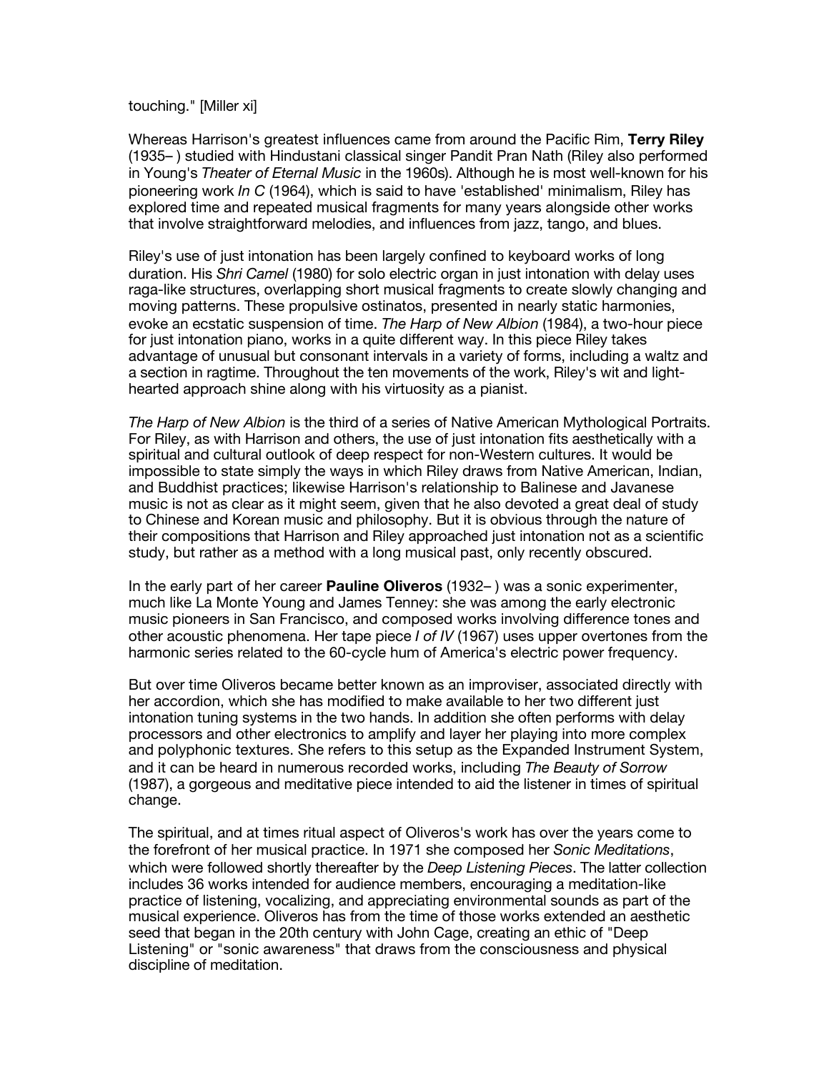touching." [Miller xi]

Whereas Harrison's greatest influences came from around the Pacific Rim, **Terry Riley** (1935– ) studied with Hindustani classical singer Pandit Pran Nath (Riley also performed in Young's *Theater of Eternal Music* in the 1960s). Although he is most well-known for his pioneering work *In C* (1964), which is said to have 'established' minimalism, Riley has explored time and repeated musical fragments for many years alongside other works that involve straightforward melodies, and influences from jazz, tango, and blues.

Riley's use of just intonation has been largely confined to keyboard works of long duration. His *Shri Camel* (1980) for solo electric organ in just intonation with delay uses raga-like structures, overlapping short musical fragments to create slowly changing and moving patterns. These propulsive ostinatos, presented in nearly static harmonies, evoke an ecstatic suspension of time. *The Harp of New Albion* (1984), a two-hour piece for just intonation piano, works in a quite different way. In this piece Riley takes advantage of unusual but consonant intervals in a variety of forms, including a waltz and a section in ragtime. Throughout the ten movements of the work, Riley's wit and light-hearted approach shine along with his virtuosity as a pianist.

*The Harp of New Albion* is the third of a series of Native American Mythological Portraits. For Riley, as with Harrison and others, the use of just intonation fits aesthetically with a spiritual and cultural outlook of deep respect for non-Western cultures. It would be impossible to state simply the ways in which Riley draws from Native American, Indian, and Buddhist practices; likewise Harrison's relationship to Balinese and Javanese music is not as clear as it might seem, given that he also devoted a great deal of study to Chinese and Korean music and philosophy. But it is obvious through the nature of their compositions that Harrison and Riley approached just intonation not as a scientific study, but rather as a method with a long musical past, only recently obscured.

In the early part of her career **Pauline Oliveros** (1932– ) was a sonic experimenter, much like La Monte Young and James Tenney: she was among the early electronic music pioneers in San Francisco, and composed works involving difference tones and other acoustic phenomena. Her tape piece *I of IV* (1967) uses upper overtones from the harmonic series related to the 60-cycle hum of America's electric power frequency.

But over time Oliveros became better known as an improviser, associated directly with her accordion, which she has modified to make available to her two different just intonation tuning systems in the two hands. In addition she often performs with delay processors and other electronics to amplify and layer her playing into more complex and polyphonic textures. She refers to this setup as the Expanded Instrument System, and it can be heard in numerous recorded works, including *The Beauty of Sorrow* (1987), a gorgeous and meditative piece intended to aid the listener in times of spiritual change.

The spiritual, and at times ritual aspect of Oliveros's work has over the years come to the forefront of her musical practice. In 1971 she composed her *Sonic Meditations*, which were followed shortly thereafter by the *Deep Listening Pieces*. The latter collection includes 36 works intended for audience members, encouraging a meditation-like practice of listening, vocalizing, and appreciating environmental sounds as part of the musical experience. Oliveros has from the time of those works extended an aesthetic seed that began in the 20th century with John Cage, creating an ethic of "Deep Listening" or "sonic awareness" that draws from the consciousness and physical discipline of meditation.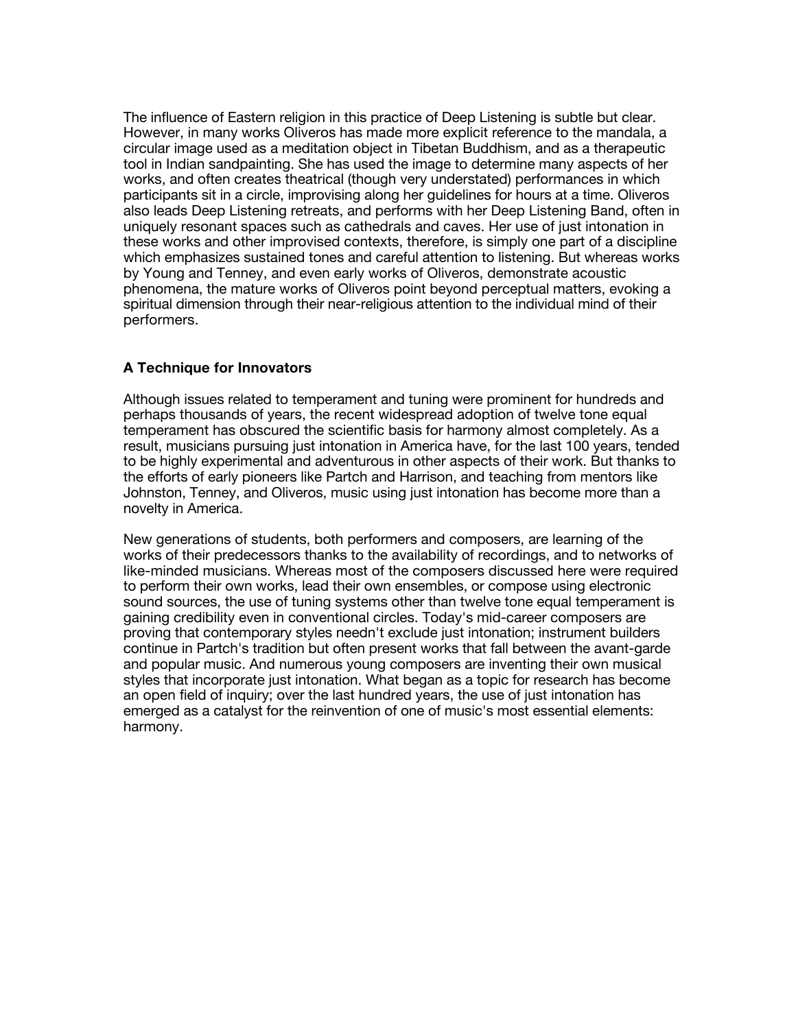The influence of Eastern religion in this practice of Deep Listening is subtle but clear. However, in many works Oliveros has made more explicit reference to the mandala, a circular image used as a meditation object in Tibetan Buddhism, and as a therapeutic tool in Indian sandpainting. She has used the image to determine many aspects of her works, and often creates theatrical (though very understated) performances in which participants sit in a circle, improvising along her guidelines for hours at a time. Oliveros also leads Deep Listening retreats, and performs with her Deep Listening Band, often in uniquely resonant spaces such as cathedrals and caves. Her use of just intonation in these works and other improvised contexts, therefore, is simply one part of a discipline which emphasizes sustained tones and careful attention to listening. But whereas works by Young and Tenney, and even early works of Oliveros, demonstrate acoustic phenomena, the mature works of Oliveros point beyond perceptual matters, evoking a spiritual dimension through their near-religious attention to the individual mind of their performers.

### A Technique for Innovators

Although issues related to temperament and tuning were prominent for hundreds and perhaps thousands of years, the recent widespread adoption of twelve tone equal temperament has obscured the scientific basis for harmony almost completely. As a result, musicians pursuing just intonation in America have, for the last 100 years, tended to be highly experimental and adventurous in other aspects of their work. But thanks to the efforts of early pioneers like Partch and Harrison, and teaching from mentors like Johnston, Tenney, and Oliveros, music using just intonation has become more than a novelty in America.

New generations of students, both performers and composers, are learning of the works of their predecessors thanks to the availability of recordings, and to networks of like-minded musicians. Whereas most of the composers discussed here were required to perform their own works, lead their own ensembles, or compose using electronic sound sources, the use of tuning systems other than twelve tone equal temperament is gaining credibility even in conventional circles. Today's mid-career composers are proving that contemporary styles needn't exclude just intonation; instrument builders continue in Partch's tradition but often present works that fall between the avant-garde and popular music. And numerous young composers are inventing their own musical styles that incorporate just intonation. What began as a topic for research has become an open field of inquiry; over the last hundred years, the use of just intonation has emerged as a catalyst for the reinvention of one of music's most essential elements: harmony.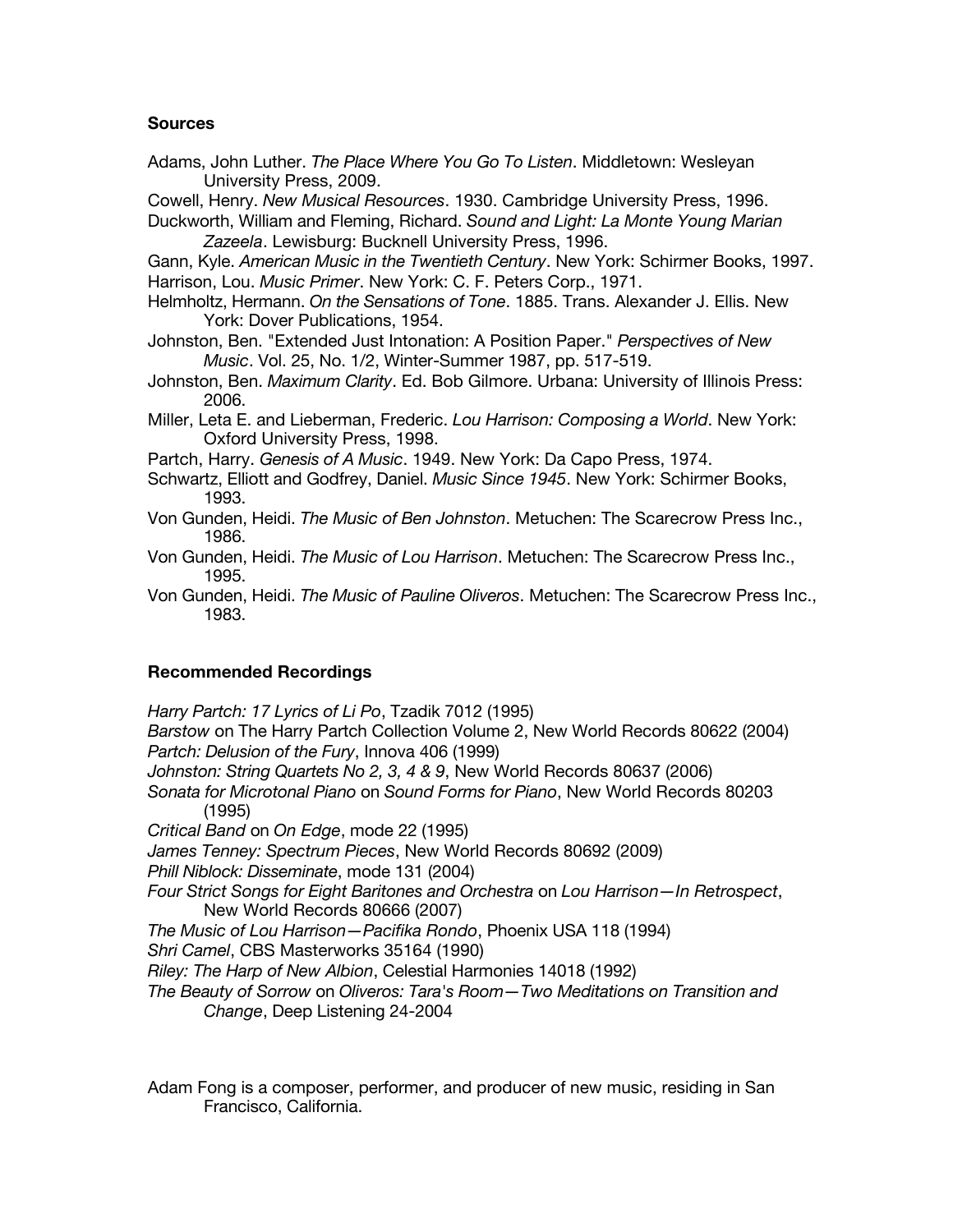### Sources

Adams, John Luther. *The Place Where You Go To Listen*. Middletown: Wesleyan University Press, 2009.

Cowell, Henry. *New Musical Resources*. 1930. Cambridge University Press, 1996.

Duckworth, William and Fleming, Richard. *Sound and Light: La Monte Young Marian Zazeela*. Lewisburg: Bucknell University Press, 1996.

Gann, Kyle. *American Music in the Twentieth Century*. New York: Schirmer Books, 1997.

Harrison, Lou. *Music Primer*. New York: C. F. Peters Corp., 1971.

Helmholtz, Hermann. *On the Sensations of Tone*. 1885. Trans. Alexander J. Ellis. New York: Dover Publications, 1954.

Johnston, Ben. "Extended Just Intonation: A Position Paper." *Perspectives of New Music*. Vol. 25, No. 1/2, Winter-Summer 1987, pp. 517-519.

Johnston, Ben. *Maximum Clarity*. Ed. Bob Gilmore. Urbana: University of Illinois Press: 2006.

Miller, Leta E. and Lieberman, Frederic. *Lou Harrison: Composing a World*. New York: Oxford University Press, 1998.

Partch, Harry. *Genesis of A Music*. 1949. New York: Da Capo Press, 1974.

Schwartz, Elliott and Godfrey, Daniel. *Music Since 1945*. New York: Schirmer Books, 1993.

Von Gunden, Heidi. *The Music of Ben Johnston*. Metuchen: The Scarecrow Press Inc., 1986.

Von Gunden, Heidi. *The Music of Lou Harrison*. Metuchen: The Scarecrow Press Inc., 1995.

Von Gunden, Heidi. *The Music of Pauline Oliveros*. Metuchen: The Scarecrow Press Inc., 1983.

### Recommended Recordings

*Harry Partch: 17 Lyrics of Li Po*, Tzadik 7012 (1995)

*Barstow* on The Harry Partch Collection Volume 2, New World Records 80622 (2004)

*Partch: Delusion of the Fury*, Innova 406 (1999)

*Johnston: String Quartets No 2, 3, 4 & 9*, New World Records 80637 (2006)

*Sonata for Microtonal Piano* on *Sound Forms for Piano*, New World Records 80203 (1995)

*Critical Band* on *On Edge*, mode 22 (1995)

*James Tenney: Spectrum Pieces*, New World Records 80692 (2009)

*Phill Niblock: Disseminate*, mode 131 (2004)

*Four Strict Songs for Eight Baritones and Orchestra* on *Lou Harrison—In Retrospect*, New World Records 80666 (2007)

*The Music of Lou Harrison—Pacifika Rondo*, Phoenix USA 118 (1994)

*Shri Camel*, CBS Masterworks 35164 (1990)

*Riley: The Harp of New Albion*, Celestial Harmonies 14018 (1992)

*The Beauty of Sorrow* on *Oliveros: Tara's Room—Two Meditations on Transition and Change*, Deep Listening 24-2004

Adam Fong is a composer, performer, and producer of new music, residing in San Francisco, California.